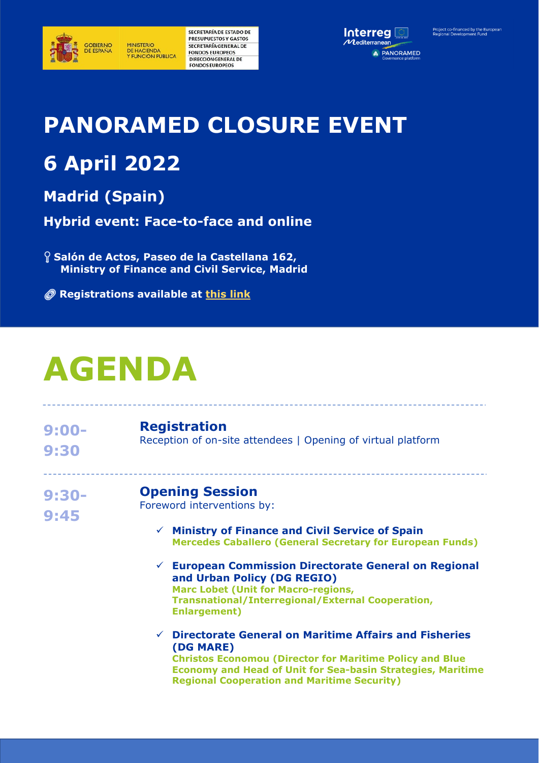GOBIERNO DE ESPAÑA | MINISTERIO DE HACIENDA Y FUNCIÓN PÚBLICA | SECRETARÍA DE ESTADO DE PRESUPUESTOS Y GASTOS | SECRETARÍA GENERAL DE FONDOS EUROPEOS | DIRECCIÓN GENERAL DE FONDOS EUROPEOS

Interreg Mediterranean | PANORAMED Governance platform

Project co-financed by the European Regional Development Fund

# PANORAMED CLOSURE EVENT

# 6 April 2022

## Madrid (Spain)

### Hybrid event: Face-to-face and online

**Salón de Actos, Paseo de la Castellana 162, Ministry of Finance and Civil Service, Madrid**

**Registrations available at this link**

# AGENDA

---

**9:00-9:30**

### Registration

Reception of on-site attendees | Opening of virtual platform

---

**9:30-9:45**

### Opening Session

Foreword interventions by:

- ✓ **Ministry of Finance and Civil Service of Spain**
  **Mercedes Caballero (General Secretary for European Funds)**
- ✓ **European Commission Directorate General on Regional and Urban Policy (DG REGIO)**
  **Marc Lobet (Unit for Macro-regions, Transnational/Interregional/External Cooperation, Enlargement)**
- ✓ **Directorate General on Maritime Affairs and Fisheries (DG MARE)**
  **Christos Economou (Director for Maritime Policy and Blue Economy and Head of Unit for Sea-basin Strategies, Maritime Regional Cooperation and Maritime Security)**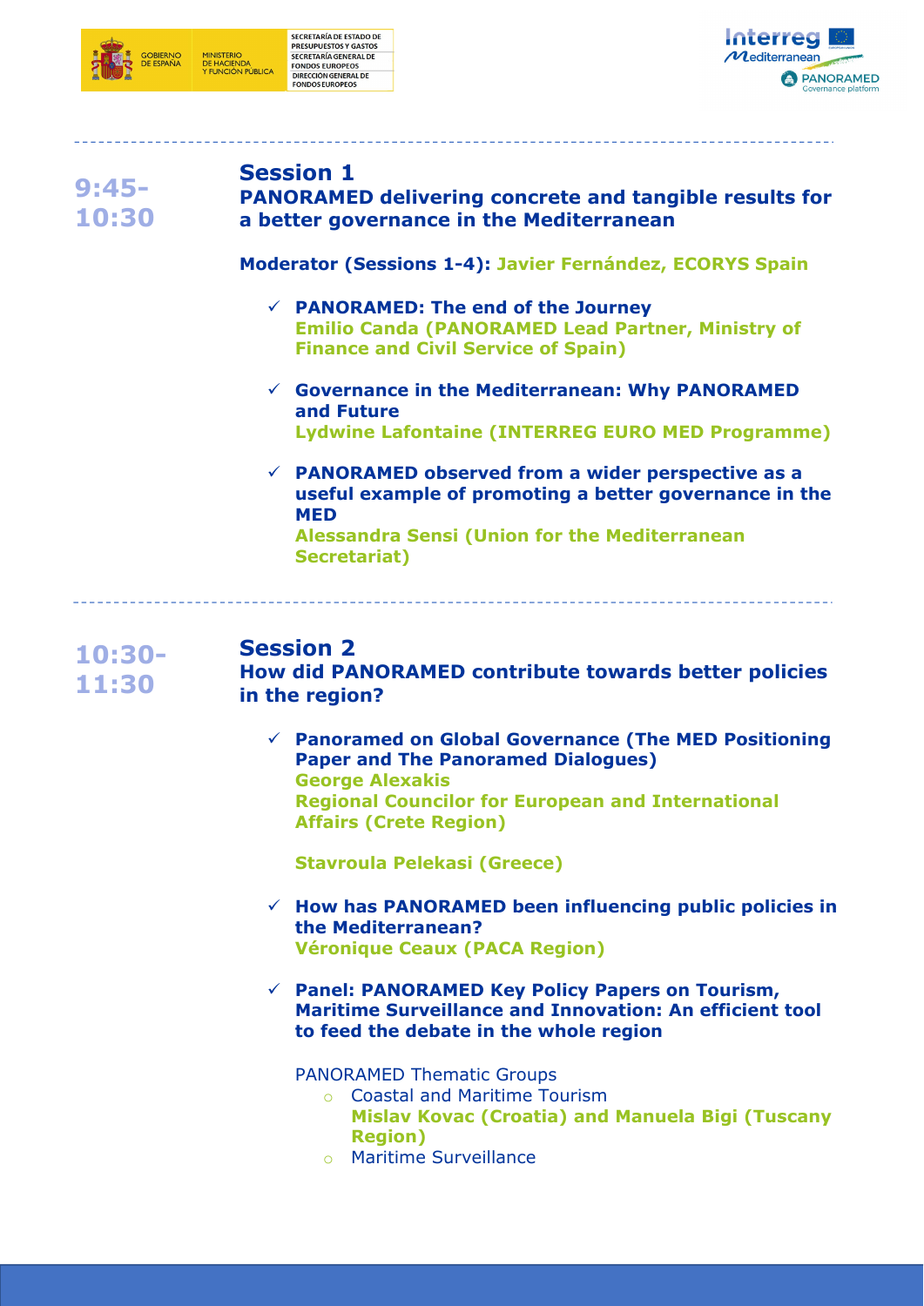**9:45-10:30**

## Session 1

**PANORAMED delivering concrete and tangible results for a better governance in the Mediterranean**

**Moderator (Sessions 1-4): Javier Fernández, ECORYS Spain**

- ✓ **PANORAMED: The end of the Journey**
  **Emilio Canda (PANORAMED Lead Partner, Ministry of Finance and Civil Service of Spain)**
- ✓ **Governance in the Mediterranean: Why PANORAMED and Future**
  **Lydwine Lafontaine (INTERREG EURO MED Programme)**
- ✓ **PANORAMED observed from a wider perspective as a useful example of promoting a better governance in the MED**
  **Alessandra Sensi (Union for the Mediterranean Secretariat)**

---

**10:30-11:30**

## Session 2

**How did PANORAMED contribute towards better policies in the region?**

- ✓ **Panoramed on Global Governance (The MED Positioning Paper and The Panoramed Dialogues)**
  **George Alexakis**
  **Regional Councilor for European and International Affairs (Crete Region)**

  **Stavroula Pelekasi (Greece)**
- ✓ **How has PANORAMED been influencing public policies in the Mediterranean?**
  **Véronique Ceaux (PACA Region)**
- ✓ **Panel: PANORAMED Key Policy Papers on Tourism, Maritime Surveillance and Innovation: An efficient tool to feed the debate in the whole region**

  PANORAMED Thematic Groups
  - Coastal and Maritime Tourism
    **Mislav Kovac (Croatia) and Manuela Bigi (Tuscany Region)**
  - Maritime Surveillance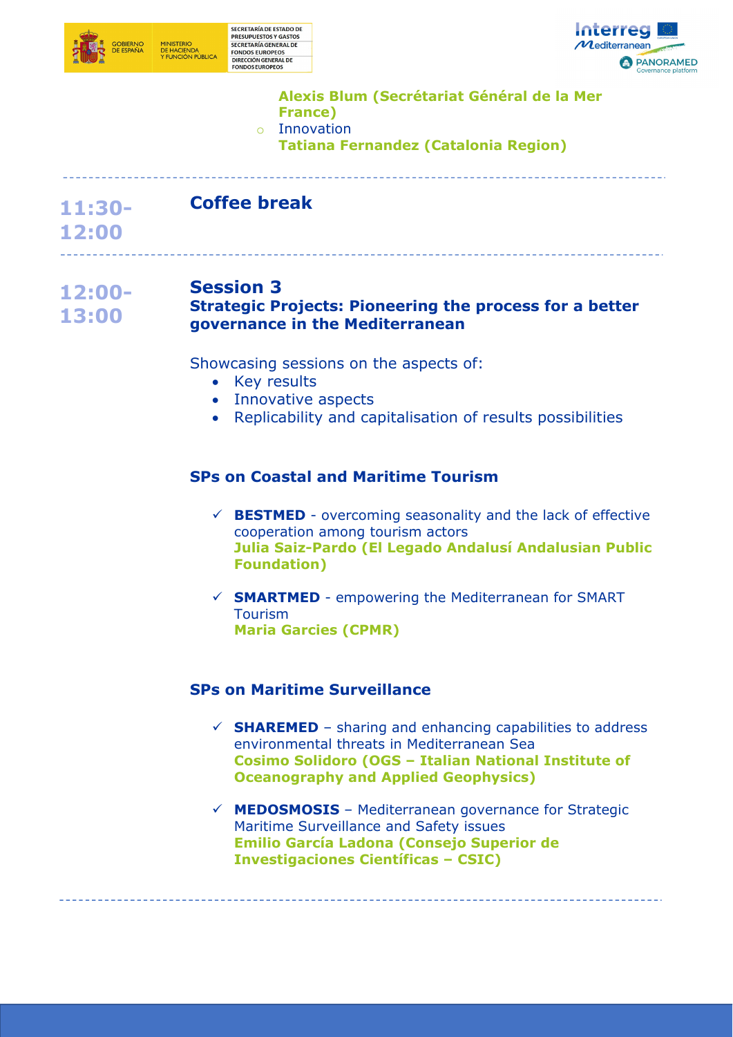**Alexis Blum (Secrétariat Général de la Mer France)**

- Innovation
  **Tatiana Fernandez (Catalonia Region)**

---

**11:30-12:00** **Coffee break**

---

**12:00-13:00**

## Session 3

**Strategic Projects: Pioneering the process for a better governance in the Mediterranean**

Showcasing sessions on the aspects of:

- Key results
- Innovative aspects
- Replicability and capitalisation of results possibilities

### SPs on Coastal and Maritime Tourism

- ✓ **BESTMED** - overcoming seasonality and the lack of effective cooperation among tourism actors
  **Julia Saiz-Pardo (El Legado Andalusí Andalusian Public Foundation)**

- ✓ **SMARTMED** - empowering the Mediterranean for SMART Tourism
  **Maria Garcies (CPMR)**

### SPs on Maritime Surveillance

- ✓ **SHAREMED** – sharing and enhancing capabilities to address environmental threats in Mediterranean Sea
  **Cosimo Solidoro (OGS – Italian National Institute of Oceanography and Applied Geophysics)**

- ✓ **MEDOSMOSIS** – Mediterranean governance for Strategic Maritime Surveillance and Safety issues
  **Emilio García Ladona (Consejo Superior de Investigaciones Científicas – CSIC)**

---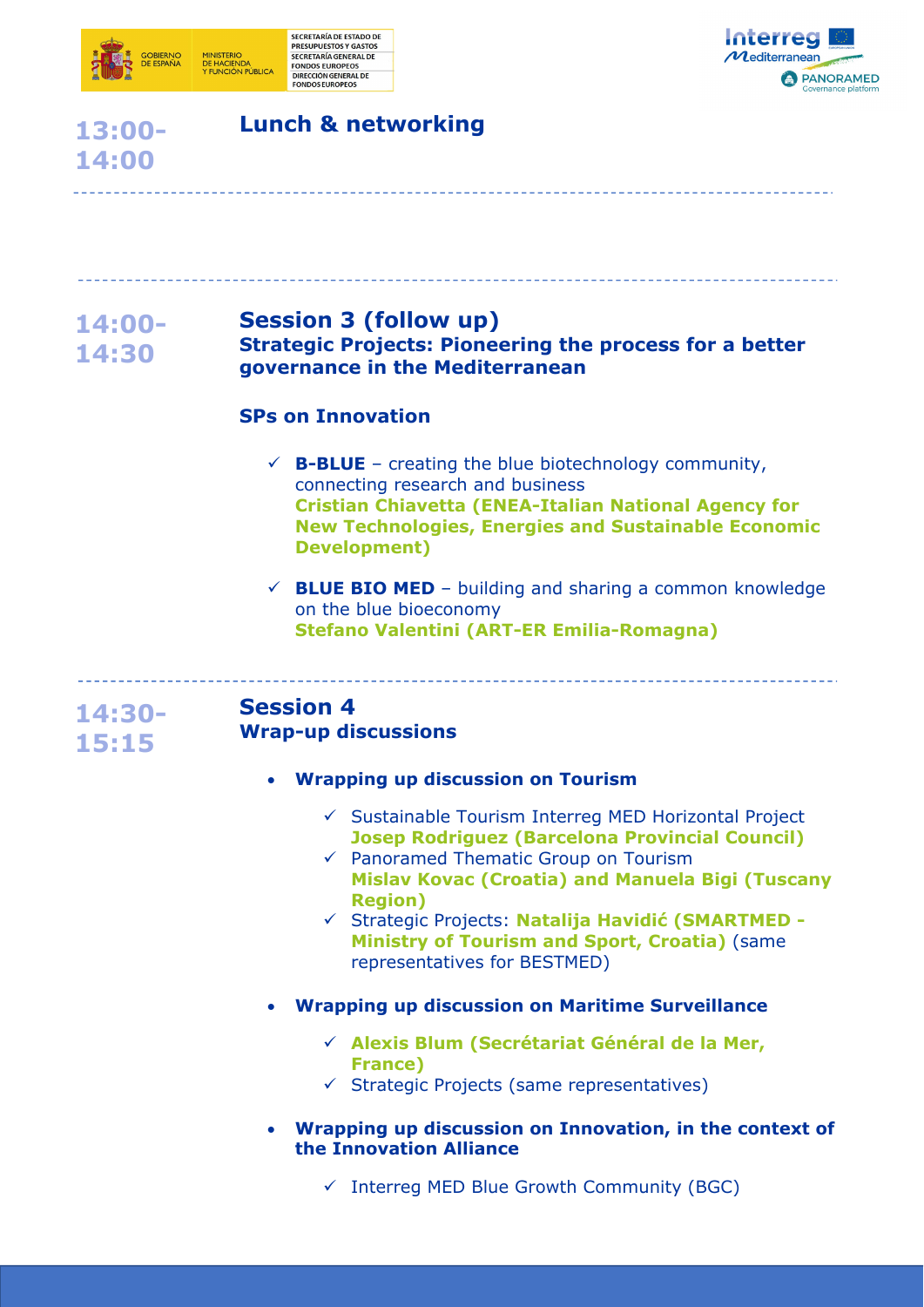**13:00-14:00** **Lunch & networking**

---

---

**14:00-14:30**

## Session 3 (follow up)

**Strategic Projects: Pioneering the process for a better governance in the Mediterranean**

**SPs on Innovation**

- ✓ **B-BLUE** – creating the blue biotechnology community, connecting research and business
  **Cristian Chiavetta (ENEA-Italian National Agency for New Technologies, Energies and Sustainable Economic Development)**
- ✓ **BLUE BIO MED** – building and sharing a common knowledge on the blue bioeconomy
  **Stefano Valentini (ART-ER Emilia-Romagna)**

---

**14:30-15:15**

## Session 4

**Wrap-up discussions**

- **Wrapping up discussion on Tourism**
  - ✓ Sustainable Tourism Interreg MED Horizontal Project
    **Josep Rodriguez (Barcelona Provincial Council)**
  - ✓ Panoramed Thematic Group on Tourism
    **Mislav Kovac (Croatia) and Manuela Bigi (Tuscany Region)**
  - ✓ Strategic Projects: **Natalija Havidić (SMARTMED - Ministry of Tourism and Sport, Croatia)** (same representatives for BESTMED)
- **Wrapping up discussion on Maritime Surveillance**
  - ✓ **Alexis Blum (Secrétariat Général de la Mer, France)**
  - ✓ Strategic Projects (same representatives)
- **Wrapping up discussion on Innovation, in the context of the Innovation Alliance**
  - ✓ Interreg MED Blue Growth Community (BGC)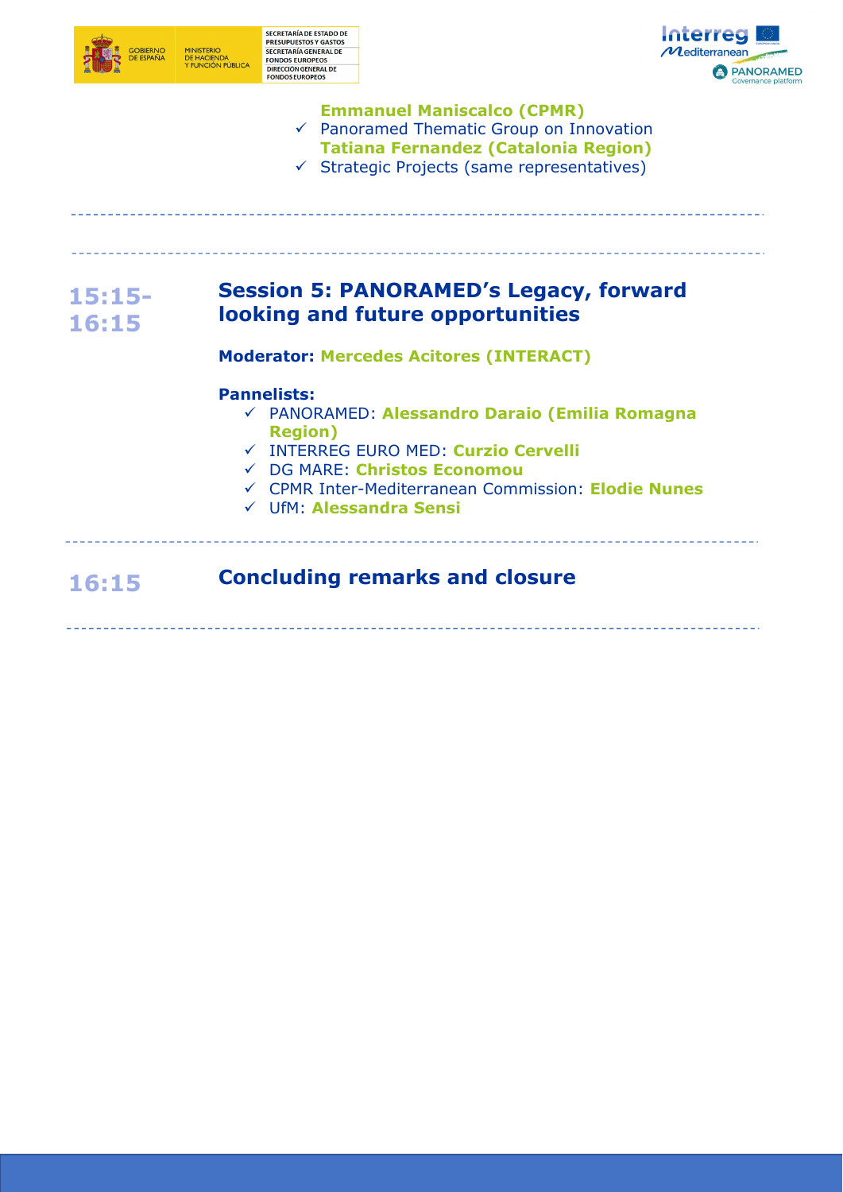**Emmanuel Maniscalco (CPMR)**

- ✓ Panoramed Thematic Group on Innovation
  **Tatiana Fernandez (Catalonia Region)**
- ✓ Strategic Projects (same representatives)

---

---

**15:15-16:15**

## Session 5: PANORAMED's Legacy, forward looking and future opportunities

**Moderator:** **Mercedes Acitores (INTERACT)**

**Pannelists:**

- ✓ PANORAMED: **Alessandro Daraio (Emilia Romagna Region)**
- ✓ INTERREG EURO MED: **Curzio Cervelli**
- ✓ DG MARE: **Christos Economou**
- ✓ CPMR Inter-Mediterranean Commission: **Elodie Nunes**
- ✓ UfM: **Alessandra Sensi**

---

**16:15**

## Concluding remarks and closure

---